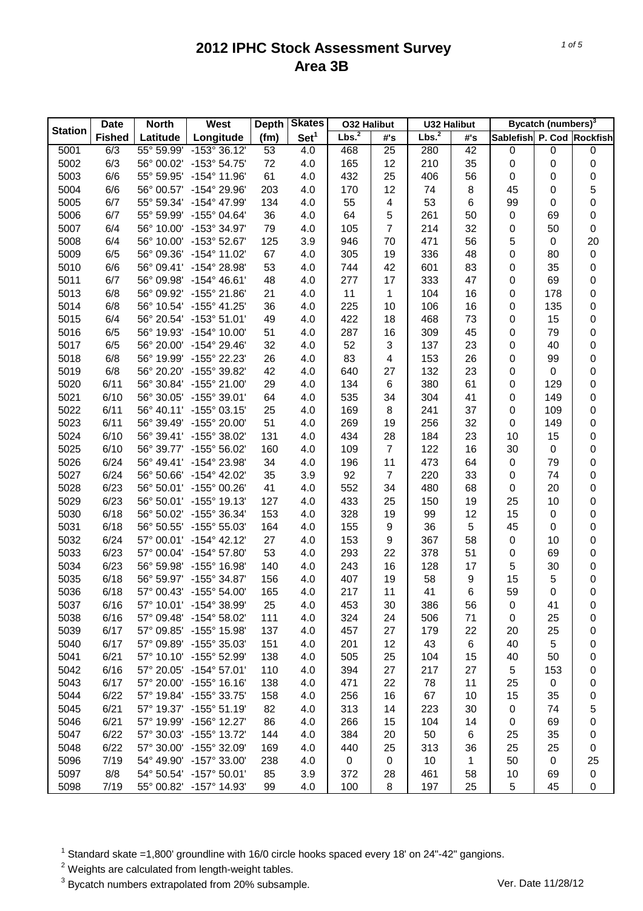# 2012 IPHC Stock Assessment Survey
## Area 3B

| Station | Date Fished | North Latitude | West Longitude | Depth (fm) | Skates Set[1] | O32 Halibut Lbs.[2] | O32 Halibut #'s | U32 Halibut Lbs.[2] | U32 Halibut #'s | Bycatch (numbers)[3] Sablefish | P. Cod | Rockfish |
|---|---|---|---|---|---|---|---|---|---|---|---|---|
| 5001 | 6/3 | 55° 59.99' | -153° 36.12' | 53 | 4.0 | 468 | 25 | 280 | 42 | 0 | 0 | 0 |
| 5002 | 6/3 | 56° 00.02' | -153° 54.75' | 72 | 4.0 | 165 | 12 | 210 | 35 | 0 | 0 | 0 |
| 5003 | 6/6 | 55° 59.95' | -154° 11.96' | 61 | 4.0 | 432 | 25 | 406 | 56 | 0 | 0 | 0 |
| 5004 | 6/6 | 56° 00.57' | -154° 29.96' | 203 | 4.0 | 170 | 12 | 74 | 8 | 45 | 0 | 5 |
| 5005 | 6/7 | 55° 59.34' | -154° 47.99' | 134 | 4.0 | 55 | 4 | 53 | 6 | 99 | 0 | 0 |
| 5006 | 6/7 | 55° 59.99' | -155° 04.64' | 36 | 4.0 | 64 | 5 | 261 | 50 | 0 | 69 | 0 |
| 5007 | 6/4 | 56° 10.00' | -153° 34.97' | 79 | 4.0 | 105 | 7 | 214 | 32 | 0 | 50 | 0 |
| 5008 | 6/4 | 56° 10.00' | -153° 52.67' | 125 | 3.9 | 946 | 70 | 471 | 56 | 5 | 0 | 20 |
| 5009 | 6/5 | 56° 09.36' | -154° 11.02' | 67 | 4.0 | 305 | 19 | 336 | 48 | 0 | 80 | 0 |
| 5010 | 6/6 | 56° 09.41' | -154° 28.98' | 53 | 4.0 | 744 | 42 | 601 | 83 | 0 | 35 | 0 |
| 5011 | 6/7 | 56° 09.98' | -154° 46.61' | 48 | 4.0 | 277 | 17 | 333 | 47 | 0 | 69 | 0 |
| 5013 | 6/8 | 56° 09.92' | -155° 21.86' | 21 | 4.0 | 11 | 1 | 104 | 16 | 0 | 178 | 0 |
| 5014 | 6/8 | 56° 10.54' | -155° 41.25' | 36 | 4.0 | 225 | 10 | 106 | 16 | 0 | 135 | 0 |
| 5015 | 6/4 | 56° 20.54' | -153° 51.01' | 49 | 4.0 | 422 | 18 | 468 | 73 | 0 | 15 | 0 |
| 5016 | 6/5 | 56° 19.93' | -154° 10.00' | 51 | 4.0 | 287 | 16 | 309 | 45 | 0 | 79 | 0 |
| 5017 | 6/5 | 56° 20.00' | -154° 29.46' | 32 | 4.0 | 52 | 3 | 137 | 23 | 0 | 40 | 0 |
| 5018 | 6/8 | 56° 19.99' | -155° 22.23' | 26 | 4.0 | 83 | 4 | 153 | 26 | 0 | 99 | 0 |
| 5019 | 6/8 | 56° 20.20' | -155° 39.82' | 42 | 4.0 | 640 | 27 | 132 | 23 | 0 | 0 | 0 |
| 5020 | 6/11 | 56° 30.84' | -155° 21.00' | 29 | 4.0 | 134 | 6 | 380 | 61 | 0 | 129 | 0 |
| 5021 | 6/10 | 56° 30.05' | -155° 39.01' | 64 | 4.0 | 535 | 34 | 304 | 41 | 0 | 149 | 0 |
| 5022 | 6/11 | 56° 40.11' | -155° 03.15' | 25 | 4.0 | 169 | 8 | 241 | 37 | 0 | 109 | 0 |
| 5023 | 6/11 | 56° 39.49' | -155° 20.00' | 51 | 4.0 | 269 | 19 | 256 | 32 | 0 | 149 | 0 |
| 5024 | 6/10 | 56° 39.41' | -155° 38.02' | 131 | 4.0 | 434 | 28 | 184 | 23 | 10 | 15 | 0 |
| 5025 | 6/10 | 56° 39.77' | -155° 56.02' | 160 | 4.0 | 109 | 7 | 122 | 16 | 30 | 0 | 0 |
| 5026 | 6/24 | 56° 49.41' | -154° 23.98' | 34 | 4.0 | 196 | 11 | 473 | 64 | 0 | 79 | 0 |
| 5027 | 6/24 | 56° 50.66' | -154° 42.02' | 35 | 3.9 | 92 | 7 | 220 | 33 | 0 | 74 | 0 |
| 5028 | 6/23 | 56° 50.01' | -155° 00.26' | 41 | 4.0 | 552 | 34 | 480 | 68 | 0 | 20 | 0 |
| 5029 | 6/23 | 56° 50.01' | -155° 19.13' | 127 | 4.0 | 433 | 25 | 150 | 19 | 25 | 10 | 0 |
| 5030 | 6/18 | 56° 50.02' | -155° 36.34' | 153 | 4.0 | 328 | 19 | 99 | 12 | 15 | 0 | 0 |
| 5031 | 6/18 | 56° 50.55' | -155° 55.03' | 164 | 4.0 | 155 | 9 | 36 | 5 | 45 | 0 | 0 |
| 5032 | 6/24 | 57° 00.01' | -154° 42.12' | 27 | 4.0 | 153 | 9 | 367 | 58 | 0 | 10 | 0 |
| 5033 | 6/23 | 57° 00.04' | -154° 57.80' | 53 | 4.0 | 293 | 22 | 378 | 51 | 0 | 69 | 0 |
| 5034 | 6/23 | 56° 59.98' | -155° 16.98' | 140 | 4.0 | 243 | 16 | 128 | 17 | 5 | 30 | 0 |
| 5035 | 6/18 | 56° 59.97' | -155° 34.87' | 156 | 4.0 | 407 | 19 | 58 | 9 | 15 | 5 | 0 |
| 5036 | 6/18 | 57° 00.43' | -155° 54.00' | 165 | 4.0 | 217 | 11 | 41 | 6 | 59 | 0 | 0 |
| 5037 | 6/16 | 57° 10.01' | -154° 38.99' | 25 | 4.0 | 453 | 30 | 386 | 56 | 0 | 41 | 0 |
| 5038 | 6/16 | 57° 09.48' | -154° 58.02' | 111 | 4.0 | 324 | 24 | 506 | 71 | 0 | 25 | 0 |
| 5039 | 6/17 | 57° 09.85' | -155° 15.98' | 137 | 4.0 | 457 | 27 | 179 | 22 | 20 | 25 | 0 |
| 5040 | 6/17 | 57° 09.89' | -155° 35.03' | 151 | 4.0 | 201 | 12 | 43 | 6 | 40 | 5 | 0 |
| 5041 | 6/21 | 57° 10.10' | -155° 52.99' | 138 | 4.0 | 505 | 25 | 104 | 15 | 40 | 50 | 0 |
| 5042 | 6/16 | 57° 20.05' | -154° 57.01' | 110 | 4.0 | 394 | 27 | 217 | 27 | 5 | 153 | 0 |
| 5043 | 6/17 | 57° 20.00' | -155° 16.16' | 138 | 4.0 | 471 | 22 | 78 | 11 | 25 | 0 | 0 |
| 5044 | 6/22 | 57° 19.84' | -155° 33.75' | 158 | 4.0 | 256 | 16 | 67 | 10 | 15 | 35 | 0 |
| 5045 | 6/21 | 57° 19.37' | -155° 51.19' | 82 | 4.0 | 313 | 14 | 223 | 30 | 0 | 74 | 5 |
| 5046 | 6/21 | 57° 19.99' | -156° 12.27' | 86 | 4.0 | 266 | 15 | 104 | 14 | 0 | 69 | 0 |
| 5047 | 6/22 | 57° 30.03' | -155° 13.72' | 144 | 4.0 | 384 | 20 | 50 | 6 | 25 | 35 | 0 |
| 5048 | 6/22 | 57° 30.00' | -155° 32.09' | 169 | 4.0 | 440 | 25 | 313 | 36 | 25 | 25 | 0 |
| 5096 | 7/19 | 54° 49.90' | -157° 33.00' | 238 | 4.0 | 0 | 0 | 10 | 1 | 50 | 0 | 25 |
| 5097 | 8/8 | 54° 50.54' | -157° 50.01' | 85 | 3.9 | 372 | 28 | 461 | 58 | 10 | 69 | 0 |
| 5098 | 7/19 | 55° 00.82' | -157° 14.93' | 99 | 4.0 | 100 | 8 | 197 | 25 | 5 | 45 | 0 |

[1] Standard skate =1,800' groundline with 16/0 circle hooks spaced every 18' on 24"-42" gangions.

[2] Weights are calculated from length-weight tables.

[3] Bycatch numbers extrapolated from 20% subsample.

Ver. Date 11/28/12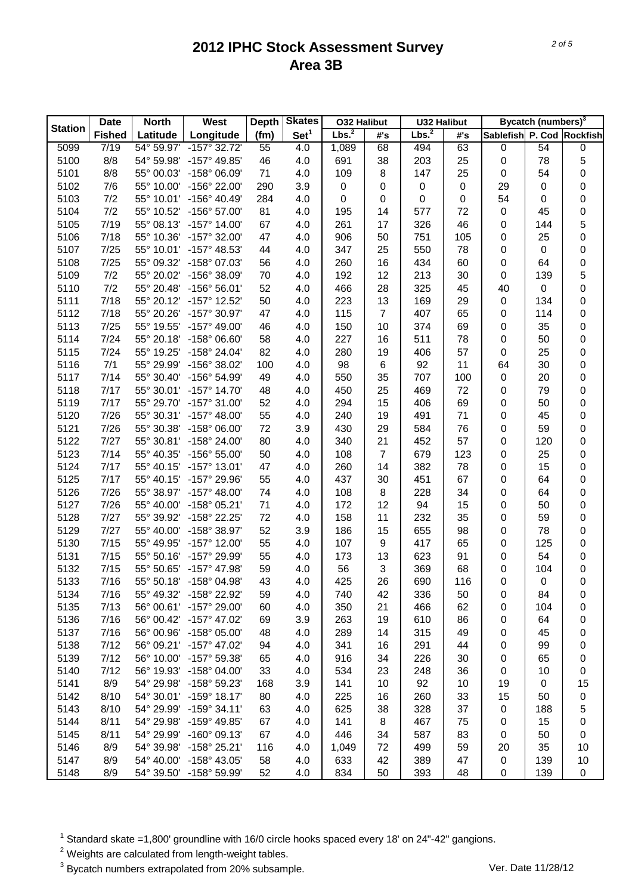# 2012 IPHC Stock Assessment Survey
# Area 3B

| Station | Date | North | West | Depth | Skates | O32 Halibut | | U32 Halibut | | Bycatch (numbers)[3] | | |
|---|---|---|---|---|---|---|---|---|---|---|---|---|
| | Fished | Latitude | Longitude | (fm) | Set[1] | Lbs.[2] | #'s | Lbs.[2] | #'s | Sablefish | P. Cod | Rockfish |
| 5099 | 7/19 | 54° 59.97' | -157° 32.72' | 55 | 4.0 | 1,089 | 68 | 494 | 63 | 0 | 54 | 0 |
| 5100 | 8/8 | 54° 59.98' | -157° 49.85' | 46 | 4.0 | 691 | 38 | 203 | 25 | 0 | 78 | 5 |
| 5101 | 8/8 | 55° 00.03' | -158° 06.09' | 71 | 4.0 | 109 | 8 | 147 | 25 | 0 | 54 | 0 |
| 5102 | 7/6 | 55° 10.00' | -156° 22.00' | 290 | 3.9 | 0 | 0 | 0 | 0 | 29 | 0 | 0 |
| 5103 | 7/2 | 55° 10.01' | -156° 40.49' | 284 | 4.0 | 0 | 0 | 0 | 0 | 54 | 0 | 0 |
| 5104 | 7/2 | 55° 10.52' | -156° 57.00' | 81 | 4.0 | 195 | 14 | 577 | 72 | 0 | 45 | 0 |
| 5105 | 7/19 | 55° 08.13' | -157° 14.00' | 67 | 4.0 | 261 | 17 | 326 | 46 | 0 | 144 | 5 |
| 5106 | 7/18 | 55° 10.36' | -157° 32.00' | 47 | 4.0 | 906 | 50 | 751 | 105 | 0 | 25 | 0 |
| 5107 | 7/25 | 55° 10.01' | -157° 48.53' | 44 | 4.0 | 347 | 25 | 550 | 78 | 0 | 0 | 0 |
| 5108 | 7/25 | 55° 09.32' | -158° 07.03' | 56 | 4.0 | 260 | 16 | 434 | 60 | 0 | 64 | 0 |
| 5109 | 7/2 | 55° 20.02' | -156° 38.09' | 70 | 4.0 | 192 | 12 | 213 | 30 | 0 | 139 | 5 |
| 5110 | 7/2 | 55° 20.48' | -156° 56.01' | 52 | 4.0 | 466 | 28 | 325 | 45 | 40 | 0 | 0 |
| 5111 | 7/18 | 55° 20.12' | -157° 12.52' | 50 | 4.0 | 223 | 13 | 169 | 29 | 0 | 134 | 0 |
| 5112 | 7/18 | 55° 20.26' | -157° 30.97' | 47 | 4.0 | 115 | 7 | 407 | 65 | 0 | 114 | 0 |
| 5113 | 7/25 | 55° 19.55' | -157° 49.00' | 46 | 4.0 | 150 | 10 | 374 | 69 | 0 | 35 | 0 |
| 5114 | 7/24 | 55° 20.18' | -158° 06.60' | 58 | 4.0 | 227 | 16 | 511 | 78 | 0 | 50 | 0 |
| 5115 | 7/24 | 55° 19.25' | -158° 24.04' | 82 | 4.0 | 280 | 19 | 406 | 57 | 0 | 25 | 0 |
| 5116 | 7/1 | 55° 29.99' | -156° 38.02' | 100 | 4.0 | 98 | 6 | 92 | 11 | 64 | 30 | 0 |
| 5117 | 7/14 | 55° 30.40' | -156° 54.99' | 49 | 4.0 | 550 | 35 | 707 | 100 | 0 | 20 | 0 |
| 5118 | 7/17 | 55° 30.01' | -157° 14.70' | 48 | 4.0 | 450 | 25 | 469 | 72 | 0 | 79 | 0 |
| 5119 | 7/17 | 55° 29.70' | -157° 31.00' | 52 | 4.0 | 294 | 15 | 406 | 69 | 0 | 50 | 0 |
| 5120 | 7/26 | 55° 30.31' | -157° 48.00' | 55 | 4.0 | 240 | 19 | 491 | 71 | 0 | 45 | 0 |
| 5121 | 7/26 | 55° 30.38' | -158° 06.00' | 72 | 3.9 | 430 | 29 | 584 | 76 | 0 | 59 | 0 |
| 5122 | 7/27 | 55° 30.81' | -158° 24.00' | 80 | 4.0 | 340 | 21 | 452 | 57 | 0 | 120 | 0 |
| 5123 | 7/14 | 55° 40.35' | -156° 55.00' | 50 | 4.0 | 108 | 7 | 679 | 123 | 0 | 25 | 0 |
| 5124 | 7/17 | 55° 40.15' | -157° 13.01' | 47 | 4.0 | 260 | 14 | 382 | 78 | 0 | 15 | 0 |
| 5125 | 7/17 | 55° 40.15' | -157° 29.96' | 55 | 4.0 | 437 | 30 | 451 | 67 | 0 | 64 | 0 |
| 5126 | 7/26 | 55° 38.97' | -157° 48.00' | 74 | 4.0 | 108 | 8 | 228 | 34 | 0 | 64 | 0 |
| 5127 | 7/26 | 55° 40.00' | -158° 05.21' | 71 | 4.0 | 172 | 12 | 94 | 15 | 0 | 50 | 0 |
| 5128 | 7/27 | 55° 39.92' | -158° 22.25' | 72 | 4.0 | 158 | 11 | 232 | 35 | 0 | 59 | 0 |
| 5129 | 7/27 | 55° 40.00' | -158° 38.97' | 52 | 3.9 | 186 | 15 | 655 | 98 | 0 | 78 | 0 |
| 5130 | 7/15 | 55° 49.95' | -157° 12.00' | 55 | 4.0 | 107 | 9 | 417 | 65 | 0 | 125 | 0 |
| 5131 | 7/15 | 55° 50.16' | -157° 29.99' | 55 | 4.0 | 173 | 13 | 623 | 91 | 0 | 54 | 0 |
| 5132 | 7/15 | 55° 50.65' | -157° 47.98' | 59 | 4.0 | 56 | 3 | 369 | 68 | 0 | 104 | 0 |
| 5133 | 7/16 | 55° 50.18' | -158° 04.98' | 43 | 4.0 | 425 | 26 | 690 | 116 | 0 | 0 | 0 |
| 5134 | 7/16 | 55° 49.32' | -158° 22.92' | 59 | 4.0 | 740 | 42 | 336 | 50 | 0 | 84 | 0 |
| 5135 | 7/13 | 56° 00.61' | -157° 29.00' | 60 | 4.0 | 350 | 21 | 466 | 62 | 0 | 104 | 0 |
| 5136 | 7/16 | 56° 00.42' | -157° 47.02' | 69 | 3.9 | 263 | 19 | 610 | 86 | 0 | 64 | 0 |
| 5137 | 7/16 | 56° 00.96' | -158° 05.00' | 48 | 4.0 | 289 | 14 | 315 | 49 | 0 | 45 | 0 |
| 5138 | 7/12 | 56° 09.21' | -157° 47.02' | 94 | 4.0 | 341 | 16 | 291 | 44 | 0 | 99 | 0 |
| 5139 | 7/12 | 56° 10.00' | -157° 59.38' | 65 | 4.0 | 916 | 34 | 226 | 30 | 0 | 65 | 0 |
| 5140 | 7/12 | 56° 19.93' | -158° 04.00' | 33 | 4.0 | 534 | 23 | 248 | 36 | 0 | 10 | 0 |
| 5141 | 8/9 | 54° 29.98' | -158° 59.23' | 168 | 3.9 | 141 | 10 | 92 | 10 | 19 | 0 | 15 |
| 5142 | 8/10 | 54° 30.01' | -159° 18.17' | 80 | 4.0 | 225 | 16 | 260 | 33 | 15 | 50 | 0 |
| 5143 | 8/10 | 54° 29.99' | -159° 34.11' | 63 | 4.0 | 625 | 38 | 328 | 37 | 0 | 188 | 5 |
| 5144 | 8/11 | 54° 29.98' | -159° 49.85' | 67 | 4.0 | 141 | 8 | 467 | 75 | 0 | 15 | 0 |
| 5145 | 8/11 | 54° 29.99' | -160° 09.13' | 67 | 4.0 | 446 | 34 | 587 | 83 | 0 | 50 | 0 |
| 5146 | 8/9 | 54° 39.98' | -158° 25.21' | 116 | 4.0 | 1,049 | 72 | 499 | 59 | 20 | 35 | 10 |
| 5147 | 8/9 | 54° 40.00' | -158° 43.05' | 58 | 4.0 | 633 | 42 | 389 | 47 | 0 | 139 | 10 |
| 5148 | 8/9 | 54° 39.50' | -158° 59.99' | 52 | 4.0 | 834 | 50 | 393 | 48 | 0 | 139 | 0 |

[1] Standard skate =1,800' groundline with 16/0 circle hooks spaced every 18' on 24"-42" gangions.

[2] Weights are calculated from length-weight tables.

[3] Bycatch numbers extrapolated from 20% subsample.

Ver. Date 11/28/12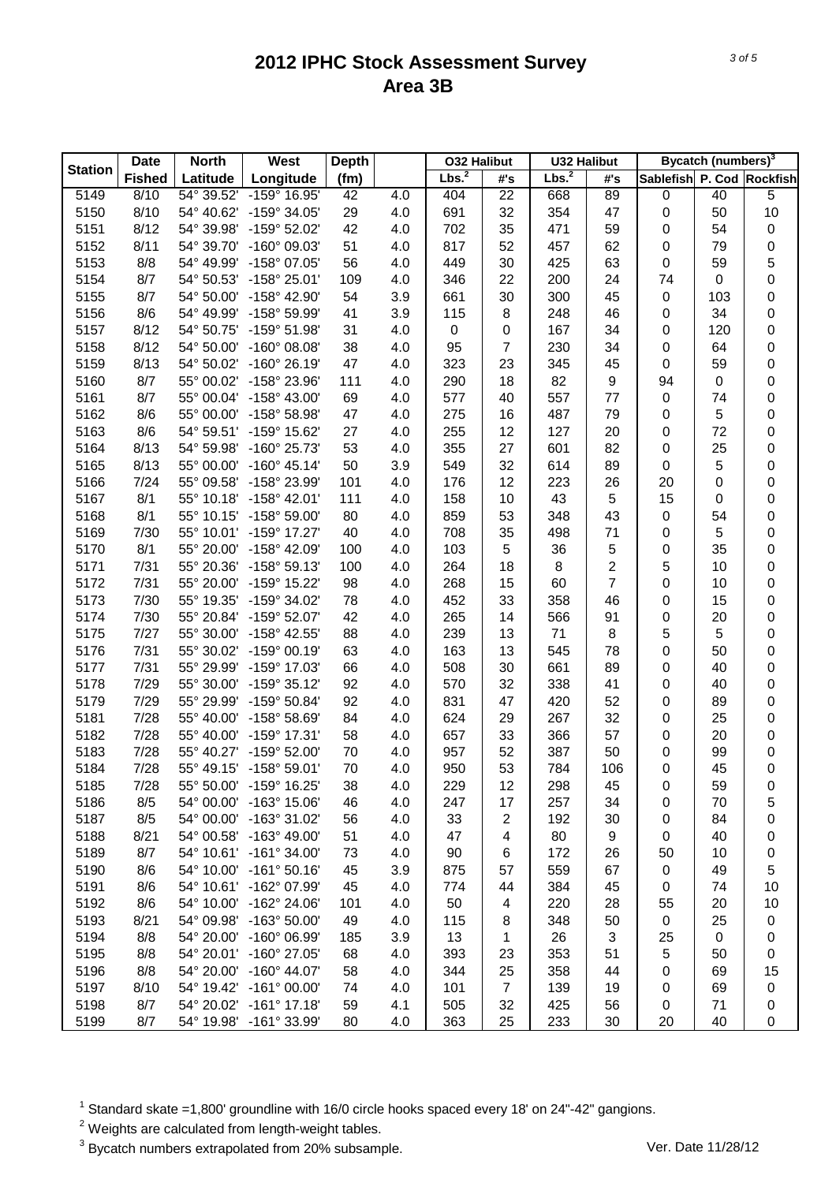# 2012 IPHC Stock Assessment Survey
## Area 3B

| Station | Date | North | West | Depth | | O32 Halibut | | U32 Halibut | | Bycatch (numbers)[3] | | |
|---|---|---|---|---|---|---|---|---|---|---|---|---|
| | Fished | Latitude | Longitude | (fm) | | Lbs.[2] | #'s | Lbs.[2] | #'s | Sablefish | P. Cod | Rockfish |
| 5149 | 8/10 | 54° 39.52' | -159° 16.95' | 42 | 4.0 | 404 | 22 | 668 | 89 | 0 | 40 | 5 |
| 5150 | 8/10 | 54° 40.62' | -159° 34.05' | 29 | 4.0 | 691 | 32 | 354 | 47 | 0 | 50 | 10 |
| 5151 | 8/12 | 54° 39.98' | -159° 52.02' | 42 | 4.0 | 702 | 35 | 471 | 59 | 0 | 54 | 0 |
| 5152 | 8/11 | 54° 39.70' | -160° 09.03' | 51 | 4.0 | 817 | 52 | 457 | 62 | 0 | 79 | 0 |
| 5153 | 8/8 | 54° 49.99' | -158° 07.05' | 56 | 4.0 | 449 | 30 | 425 | 63 | 0 | 59 | 5 |
| 5154 | 8/7 | 54° 50.53' | -158° 25.01' | 109 | 4.0 | 346 | 22 | 200 | 24 | 74 | 0 | 0 |
| 5155 | 8/7 | 54° 50.00' | -158° 42.90' | 54 | 3.9 | 661 | 30 | 300 | 45 | 0 | 103 | 0 |
| 5156 | 8/6 | 54° 49.99' | -158° 59.99' | 41 | 3.9 | 115 | 8 | 248 | 46 | 0 | 34 | 0 |
| 5157 | 8/12 | 54° 50.75' | -159° 51.98' | 31 | 4.0 | 0 | 0 | 167 | 34 | 0 | 120 | 0 |
| 5158 | 8/12 | 54° 50.00' | -160° 08.08' | 38 | 4.0 | 95 | 7 | 230 | 34 | 0 | 64 | 0 |
| 5159 | 8/13 | 54° 50.02' | -160° 26.19' | 47 | 4.0 | 323 | 23 | 345 | 45 | 0 | 59 | 0 |
| 5160 | 8/7 | 55° 00.02' | -158° 23.96' | 111 | 4.0 | 290 | 18 | 82 | 9 | 94 | 0 | 0 |
| 5161 | 8/7 | 55° 00.04' | -158° 43.00' | 69 | 4.0 | 577 | 40 | 557 | 77 | 0 | 74 | 0 |
| 5162 | 8/6 | 55° 00.00' | -158° 58.98' | 47 | 4.0 | 275 | 16 | 487 | 79 | 0 | 5 | 0 |
| 5163 | 8/6 | 54° 59.51' | -159° 15.62' | 27 | 4.0 | 255 | 12 | 127 | 20 | 0 | 72 | 0 |
| 5164 | 8/13 | 54° 59.98' | -160° 25.73' | 53 | 4.0 | 355 | 27 | 601 | 82 | 0 | 25 | 0 |
| 5165 | 8/13 | 55° 00.00' | -160° 45.14' | 50 | 3.9 | 549 | 32 | 614 | 89 | 0 | 5 | 0 |
| 5166 | 7/24 | 55° 09.58' | -158° 23.99' | 101 | 4.0 | 176 | 12 | 223 | 26 | 20 | 0 | 0 |
| 5167 | 8/1 | 55° 10.18' | -158° 42.01' | 111 | 4.0 | 158 | 10 | 43 | 5 | 15 | 0 | 0 |
| 5168 | 8/1 | 55° 10.15' | -158° 59.00' | 80 | 4.0 | 859 | 53 | 348 | 43 | 0 | 54 | 0 |
| 5169 | 7/30 | 55° 10.01' | -159° 17.27' | 40 | 4.0 | 708 | 35 | 498 | 71 | 0 | 5 | 0 |
| 5170 | 8/1 | 55° 20.00' | -158° 42.09' | 100 | 4.0 | 103 | 5 | 36 | 5 | 0 | 35 | 0 |
| 5171 | 7/31 | 55° 20.36' | -158° 59.13' | 100 | 4.0 | 264 | 18 | 8 | 2 | 5 | 10 | 0 |
| 5172 | 7/31 | 55° 20.00' | -159° 15.22' | 98 | 4.0 | 268 | 15 | 60 | 7 | 0 | 10 | 0 |
| 5173 | 7/30 | 55° 19.35' | -159° 34.02' | 78 | 4.0 | 452 | 33 | 358 | 46 | 0 | 15 | 0 |
| 5174 | 7/30 | 55° 20.84' | -159° 52.07' | 42 | 4.0 | 265 | 14 | 566 | 91 | 0 | 20 | 0 |
| 5175 | 7/27 | 55° 30.00' | -158° 42.55' | 88 | 4.0 | 239 | 13 | 71 | 8 | 5 | 5 | 0 |
| 5176 | 7/31 | 55° 30.02' | -159° 00.19' | 63 | 4.0 | 163 | 13 | 545 | 78 | 0 | 50 | 0 |
| 5177 | 7/31 | 55° 29.99' | -159° 17.03' | 66 | 4.0 | 508 | 30 | 661 | 89 | 0 | 40 | 0 |
| 5178 | 7/29 | 55° 30.00' | -159° 35.12' | 92 | 4.0 | 570 | 32 | 338 | 41 | 0 | 40 | 0 |
| 5179 | 7/29 | 55° 29.99' | -159° 50.84' | 92 | 4.0 | 831 | 47 | 420 | 52 | 0 | 89 | 0 |
| 5181 | 7/28 | 55° 40.00' | -158° 58.69' | 84 | 4.0 | 624 | 29 | 267 | 32 | 0 | 25 | 0 |
| 5182 | 7/28 | 55° 40.00' | -159° 17.31' | 58 | 4.0 | 657 | 33 | 366 | 57 | 0 | 20 | 0 |
| 5183 | 7/28 | 55° 40.27' | -159° 52.00' | 70 | 4.0 | 957 | 52 | 387 | 50 | 0 | 99 | 0 |
| 5184 | 7/28 | 55° 49.15' | -158° 59.01' | 70 | 4.0 | 950 | 53 | 784 | 106 | 0 | 45 | 0 |
| 5185 | 7/28 | 55° 50.00' | -159° 16.25' | 38 | 4.0 | 229 | 12 | 298 | 45 | 0 | 59 | 0 |
| 5186 | 8/5 | 54° 00.00' | -163° 15.06' | 46 | 4.0 | 247 | 17 | 257 | 34 | 0 | 70 | 5 |
| 5187 | 8/5 | 54° 00.00' | -163° 31.02' | 56 | 4.0 | 33 | 2 | 192 | 30 | 0 | 84 | 0 |
| 5188 | 8/21 | 54° 00.58' | -163° 49.00' | 51 | 4.0 | 47 | 4 | 80 | 9 | 0 | 40 | 0 |
| 5189 | 8/7 | 54° 10.61' | -161° 34.00' | 73 | 4.0 | 90 | 6 | 172 | 26 | 50 | 10 | 0 |
| 5190 | 8/6 | 54° 10.00' | -161° 50.16' | 45 | 3.9 | 875 | 57 | 559 | 67 | 0 | 49 | 5 |
| 5191 | 8/6 | 54° 10.61' | -162° 07.99' | 45 | 4.0 | 774 | 44 | 384 | 45 | 0 | 74 | 10 |
| 5192 | 8/6 | 54° 10.00' | -162° 24.06' | 101 | 4.0 | 50 | 4 | 220 | 28 | 55 | 20 | 10 |
| 5193 | 8/21 | 54° 09.98' | -163° 50.00' | 49 | 4.0 | 115 | 8 | 348 | 50 | 0 | 25 | 0 |
| 5194 | 8/8 | 54° 20.00' | -160° 06.99' | 185 | 3.9 | 13 | 1 | 26 | 3 | 25 | 0 | 0 |
| 5195 | 8/8 | 54° 20.01' | -160° 27.05' | 68 | 4.0 | 393 | 23 | 353 | 51 | 5 | 50 | 0 |
| 5196 | 8/8 | 54° 20.00' | -160° 44.07' | 58 | 4.0 | 344 | 25 | 358 | 44 | 0 | 69 | 15 |
| 5197 | 8/10 | 54° 19.42' | -161° 00.00' | 74 | 4.0 | 101 | 7 | 139 | 19 | 0 | 69 | 0 |
| 5198 | 8/7 | 54° 20.02' | -161° 17.18' | 59 | 4.1 | 505 | 32 | 425 | 56 | 0 | 71 | 0 |
| 5199 | 8/7 | 54° 19.98' | -161° 33.99' | 80 | 4.0 | 363 | 25 | 233 | 30 | 20 | 40 | 0 |

[1] Standard skate =1,800' groundline with 16/0 circle hooks spaced every 18' on 24"-42" gangions.

[2] Weights are calculated from length-weight tables.

[3] Bycatch numbers extrapolated from 20% subsample.

Ver. Date 11/28/12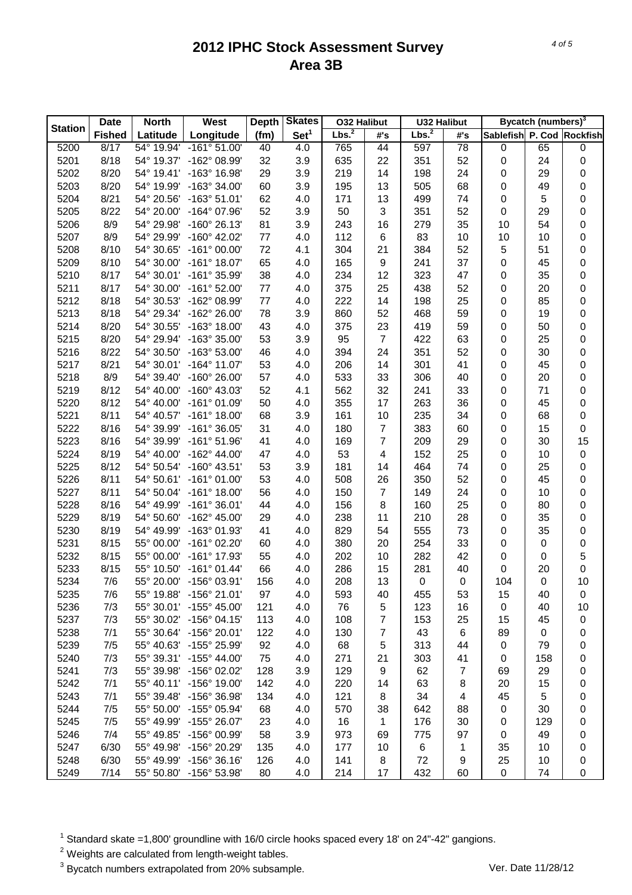# 2012 IPHC Stock Assessment Survey
# Area 3B

| Station | Date | North | West | Depth | Skates | O32 Halibut | | U32 Halibut | | Bycatch (numbers)[3] | | |
|---|---|---|---|---|---|---|---|---|---|---|---|---|
| | Fished | Latitude | Longitude | (fm) | Set[1] | Lbs.[2] | #'s | Lbs.[2] | #'s | Sablefish | P. Cod | Rockfish |
| 5200 | 8/17 | 54° 19.94' | -161° 51.00' | 40 | 4.0 | 765 | 44 | 597 | 78 | 0 | 65 | 0 |
| 5201 | 8/18 | 54° 19.37' | -162° 08.99' | 32 | 3.9 | 635 | 22 | 351 | 52 | 0 | 24 | 0 |
| 5202 | 8/20 | 54° 19.41' | -163° 16.98' | 29 | 3.9 | 219 | 14 | 198 | 24 | 0 | 29 | 0 |
| 5203 | 8/20 | 54° 19.99' | -163° 34.00' | 60 | 3.9 | 195 | 13 | 505 | 68 | 0 | 49 | 0 |
| 5204 | 8/21 | 54° 20.56' | -163° 51.01' | 62 | 4.0 | 171 | 13 | 499 | 74 | 0 | 5 | 0 |
| 5205 | 8/22 | 54° 20.00' | -164° 07.96' | 52 | 3.9 | 50 | 3 | 351 | 52 | 0 | 29 | 0 |
| 5206 | 8/9 | 54° 29.98' | -160° 26.13' | 81 | 3.9 | 243 | 16 | 279 | 35 | 10 | 54 | 0 |
| 5207 | 8/9 | 54° 29.99' | -160° 42.02' | 77 | 4.0 | 112 | 6 | 83 | 10 | 10 | 10 | 0 |
| 5208 | 8/10 | 54° 30.65' | -161° 00.00' | 72 | 4.1 | 304 | 21 | 384 | 52 | 5 | 51 | 0 |
| 5209 | 8/10 | 54° 30.00' | -161° 18.07' | 65 | 4.0 | 165 | 9 | 241 | 37 | 0 | 45 | 0 |
| 5210 | 8/17 | 54° 30.01' | -161° 35.99' | 38 | 4.0 | 234 | 12 | 323 | 47 | 0 | 35 | 0 |
| 5211 | 8/17 | 54° 30.00' | -161° 52.00' | 77 | 4.0 | 375 | 25 | 438 | 52 | 0 | 20 | 0 |
| 5212 | 8/18 | 54° 30.53' | -162° 08.99' | 77 | 4.0 | 222 | 14 | 198 | 25 | 0 | 85 | 0 |
| 5213 | 8/18 | 54° 29.34' | -162° 26.00' | 78 | 3.9 | 860 | 52 | 468 | 59 | 0 | 19 | 0 |
| 5214 | 8/20 | 54° 30.55' | -163° 18.00' | 43 | 4.0 | 375 | 23 | 419 | 59 | 0 | 50 | 0 |
| 5215 | 8/20 | 54° 29.94' | -163° 35.00' | 53 | 3.9 | 95 | 7 | 422 | 63 | 0 | 25 | 0 |
| 5216 | 8/22 | 54° 30.50' | -163° 53.00' | 46 | 4.0 | 394 | 24 | 351 | 52 | 0 | 30 | 0 |
| 5217 | 8/21 | 54° 30.01' | -164° 11.07' | 53 | 4.0 | 206 | 14 | 301 | 41 | 0 | 45 | 0 |
| 5218 | 8/9 | 54° 39.40' | -160° 26.00' | 57 | 4.0 | 533 | 33 | 306 | 40 | 0 | 20 | 0 |
| 5219 | 8/12 | 54° 40.00' | -160° 43.03' | 52 | 4.1 | 562 | 32 | 241 | 33 | 0 | 71 | 0 |
| 5220 | 8/12 | 54° 40.00' | -161° 01.09' | 50 | 4.0 | 355 | 17 | 263 | 36 | 0 | 45 | 0 |
| 5221 | 8/11 | 54° 40.57' | -161° 18.00' | 68 | 3.9 | 161 | 10 | 235 | 34 | 0 | 68 | 0 |
| 5222 | 8/16 | 54° 39.99' | -161° 36.05' | 31 | 4.0 | 180 | 7 | 383 | 60 | 0 | 15 | 0 |
| 5223 | 8/16 | 54° 39.99' | -161° 51.96' | 41 | 4.0 | 169 | 7 | 209 | 29 | 0 | 30 | 15 |
| 5224 | 8/19 | 54° 40.00' | -162° 44.00' | 47 | 4.0 | 53 | 4 | 152 | 25 | 0 | 10 | 0 |
| 5225 | 8/12 | 54° 50.54' | -160° 43.51' | 53 | 3.9 | 181 | 14 | 464 | 74 | 0 | 25 | 0 |
| 5226 | 8/11 | 54° 50.61' | -161° 01.00' | 53 | 4.0 | 508 | 26 | 350 | 52 | 0 | 45 | 0 |
| 5227 | 8/11 | 54° 50.04' | -161° 18.00' | 56 | 4.0 | 150 | 7 | 149 | 24 | 0 | 10 | 0 |
| 5228 | 8/16 | 54° 49.99' | -161° 36.01' | 44 | 4.0 | 156 | 8 | 160 | 25 | 0 | 80 | 0 |
| 5229 | 8/19 | 54° 50.60' | -162° 45.00' | 29 | 4.0 | 238 | 11 | 210 | 28 | 0 | 35 | 0 |
| 5230 | 8/19 | 54° 49.99' | -163° 01.93' | 41 | 4.0 | 829 | 54 | 555 | 73 | 0 | 35 | 0 |
| 5231 | 8/15 | 55° 00.00' | -161° 02.20' | 60 | 4.0 | 380 | 20 | 254 | 33 | 0 | 0 | 0 |
| 5232 | 8/15 | 55° 00.00' | -161° 17.93' | 55 | 4.0 | 202 | 10 | 282 | 42 | 0 | 0 | 5 |
| 5233 | 8/15 | 55° 10.50' | -161° 01.44' | 66 | 4.0 | 286 | 15 | 281 | 40 | 0 | 20 | 0 |
| 5234 | 7/6 | 55° 20.00' | -156° 03.91' | 156 | 4.0 | 208 | 13 | 0 | 0 | 104 | 0 | 10 |
| 5235 | 7/6 | 55° 19.88' | -156° 21.01' | 97 | 4.0 | 593 | 40 | 455 | 53 | 15 | 40 | 0 |
| 5236 | 7/3 | 55° 30.01' | -155° 45.00' | 121 | 4.0 | 76 | 5 | 123 | 16 | 0 | 40 | 10 |
| 5237 | 7/3 | 55° 30.02' | -156° 04.15' | 113 | 4.0 | 108 | 7 | 153 | 25 | 15 | 45 | 0 |
| 5238 | 7/1 | 55° 30.64' | -156° 20.01' | 122 | 4.0 | 130 | 7 | 43 | 6 | 89 | 0 | 0 |
| 5239 | 7/5 | 55° 40.63' | -155° 25.99' | 92 | 4.0 | 68 | 5 | 313 | 44 | 0 | 79 | 0 |
| 5240 | 7/3 | 55° 39.31' | -155° 44.00' | 75 | 4.0 | 271 | 21 | 303 | 41 | 0 | 158 | 0 |
| 5241 | 7/3 | 55° 39.98' | -156° 02.02' | 128 | 3.9 | 129 | 9 | 62 | 7 | 69 | 29 | 0 |
| 5242 | 7/1 | 55° 40.11' | -156° 19.00' | 142 | 4.0 | 220 | 14 | 63 | 8 | 20 | 15 | 0 |
| 5243 | 7/1 | 55° 39.48' | -156° 36.98' | 134 | 4.0 | 121 | 8 | 34 | 4 | 45 | 5 | 0 |
| 5244 | 7/5 | 55° 50.00' | -155° 05.94' | 68 | 4.0 | 570 | 38 | 642 | 88 | 0 | 30 | 0 |
| 5245 | 7/5 | 55° 49.99' | -155° 26.07' | 23 | 4.0 | 16 | 1 | 176 | 30 | 0 | 129 | 0 |
| 5246 | 7/4 | 55° 49.85' | -156° 00.99' | 58 | 3.9 | 973 | 69 | 775 | 97 | 0 | 49 | 0 |
| 5247 | 6/30 | 55° 49.98' | -156° 20.29' | 135 | 4.0 | 177 | 10 | 6 | 1 | 35 | 10 | 0 |
| 5248 | 6/30 | 55° 49.99' | -156° 36.16' | 126 | 4.0 | 141 | 8 | 72 | 9 | 25 | 10 | 0 |
| 5249 | 7/14 | 55° 50.80' | -156° 53.98' | 80 | 4.0 | 214 | 17 | 432 | 60 | 0 | 74 | 0 |

[1] Standard skate =1,800' groundline with 16/0 circle hooks spaced every 18' on 24"-42" gangions.

[2] Weights are calculated from length-weight tables.

[3] Bycatch numbers extrapolated from 20% subsample.

Ver. Date 11/28/12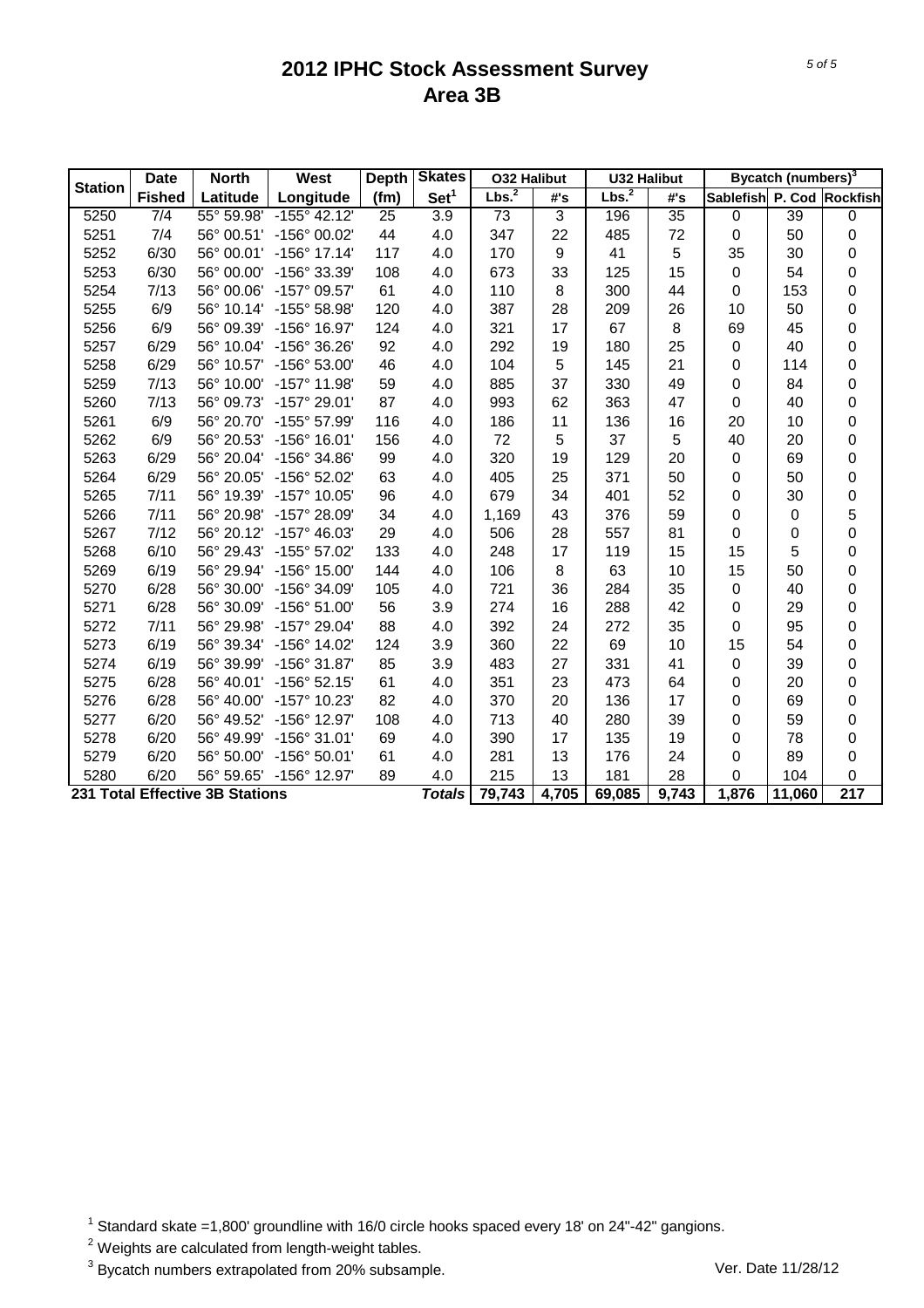# 2012 IPHC Stock Assessment Survey
## Area 3B

| Station | Date | North | West | Depth | Skates | O32 Halibut | | U32 Halibut | | Bycatch (numbers)[3] | | |
|---|---|---|---|---|---|---|---|---|---|---|---|---|
| | Fished | Latitude | Longitude | (fm) | Set[1] | Lbs.[2] | #'s | Lbs.[2] | #'s | Sablefish | P. Cod | Rockfish |
| 5250 | 7/4 | 55° 59.98' | -155° 42.12' | 25 | 3.9 | 73 | 3 | 196 | 35 | 0 | 39 | 0 |
| 5251 | 7/4 | 56° 00.51' | -156° 00.02' | 44 | 4.0 | 347 | 22 | 485 | 72 | 0 | 50 | 0 |
| 5252 | 6/30 | 56° 00.01' | -156° 17.14' | 117 | 4.0 | 170 | 9 | 41 | 5 | 35 | 30 | 0 |
| 5253 | 6/30 | 56° 00.00' | -156° 33.39' | 108 | 4.0 | 673 | 33 | 125 | 15 | 0 | 54 | 0 |
| 5254 | 7/13 | 56° 00.06' | -157° 09.57' | 61 | 4.0 | 110 | 8 | 300 | 44 | 0 | 153 | 0 |
| 5255 | 6/9 | 56° 10.14' | -155° 58.98' | 120 | 4.0 | 387 | 28 | 209 | 26 | 10 | 50 | 0 |
| 5256 | 6/9 | 56° 09.39' | -156° 16.97' | 124 | 4.0 | 321 | 17 | 67 | 8 | 69 | 45 | 0 |
| 5257 | 6/29 | 56° 10.04' | -156° 36.26' | 92 | 4.0 | 292 | 19 | 180 | 25 | 0 | 40 | 0 |
| 5258 | 6/29 | 56° 10.57' | -156° 53.00' | 46 | 4.0 | 104 | 5 | 145 | 21 | 0 | 114 | 0 |
| 5259 | 7/13 | 56° 10.00' | -157° 11.98' | 59 | 4.0 | 885 | 37 | 330 | 49 | 0 | 84 | 0 |
| 5260 | 7/13 | 56° 09.73' | -157° 29.01' | 87 | 4.0 | 993 | 62 | 363 | 47 | 0 | 40 | 0 |
| 5261 | 6/9 | 56° 20.70' | -155° 57.99' | 116 | 4.0 | 186 | 11 | 136 | 16 | 20 | 10 | 0 |
| 5262 | 6/9 | 56° 20.53' | -156° 16.01' | 156 | 4.0 | 72 | 5 | 37 | 5 | 40 | 20 | 0 |
| 5263 | 6/29 | 56° 20.04' | -156° 34.86' | 99 | 4.0 | 320 | 19 | 129 | 20 | 0 | 69 | 0 |
| 5264 | 6/29 | 56° 20.05' | -156° 52.02' | 63 | 4.0 | 405 | 25 | 371 | 50 | 0 | 50 | 0 |
| 5265 | 7/11 | 56° 19.39' | -157° 10.05' | 96 | 4.0 | 679 | 34 | 401 | 52 | 0 | 30 | 0 |
| 5266 | 7/11 | 56° 20.98' | -157° 28.09' | 34 | 4.0 | 1,169 | 43 | 376 | 59 | 0 | 0 | 5 |
| 5267 | 7/12 | 56° 20.12' | -157° 46.03' | 29 | 4.0 | 506 | 28 | 557 | 81 | 0 | 0 | 0 |
| 5268 | 6/10 | 56° 29.43' | -155° 57.02' | 133 | 4.0 | 248 | 17 | 119 | 15 | 15 | 5 | 0 |
| 5269 | 6/19 | 56° 29.94' | -156° 15.00' | 144 | 4.0 | 106 | 8 | 63 | 10 | 15 | 50 | 0 |
| 5270 | 6/28 | 56° 30.00' | -156° 34.09' | 105 | 4.0 | 721 | 36 | 284 | 35 | 0 | 40 | 0 |
| 5271 | 6/28 | 56° 30.09' | -156° 51.00' | 56 | 3.9 | 274 | 16 | 288 | 42 | 0 | 29 | 0 |
| 5272 | 7/11 | 56° 29.98' | -157° 29.04' | 88 | 4.0 | 392 | 24 | 272 | 35 | 0 | 95 | 0 |
| 5273 | 6/19 | 56° 39.34' | -156° 14.02' | 124 | 3.9 | 360 | 22 | 69 | 10 | 15 | 54 | 0 |
| 5274 | 6/19 | 56° 39.99' | -156° 31.87' | 85 | 3.9 | 483 | 27 | 331 | 41 | 0 | 39 | 0 |
| 5275 | 6/28 | 56° 40.01' | -156° 52.15' | 61 | 4.0 | 351 | 23 | 473 | 64 | 0 | 20 | 0 |
| 5276 | 6/28 | 56° 40.00' | -157° 10.23' | 82 | 4.0 | 370 | 20 | 136 | 17 | 0 | 69 | 0 |
| 5277 | 6/20 | 56° 49.52' | -156° 12.97' | 108 | 4.0 | 713 | 40 | 280 | 39 | 0 | 59 | 0 |
| 5278 | 6/20 | 56° 49.99' | -156° 31.01' | 69 | 4.0 | 390 | 17 | 135 | 19 | 0 | 78 | 0 |
| 5279 | 6/20 | 56° 50.00' | -156° 50.01' | 61 | 4.0 | 281 | 13 | 176 | 24 | 0 | 89 | 0 |
| 5280 | 6/20 | 56° 59.65' | -156° 12.97' | 89 | 4.0 | 215 | 13 | 181 | 28 | 0 | 104 | 0 |
| **231 Total Effective 3B Stations** | | | | | ***Totals*** | **79,743** | **4,705** | **69,085** | **9,743** | **1,876** | **11,060** | **217** |

[1] Standard skate =1,800' groundline with 16/0 circle hooks spaced every 18' on 24"-42" gangions.

[2] Weights are calculated from length-weight tables.

[3] Bycatch numbers extrapolated from 20% subsample.

Ver. Date 11/28/12